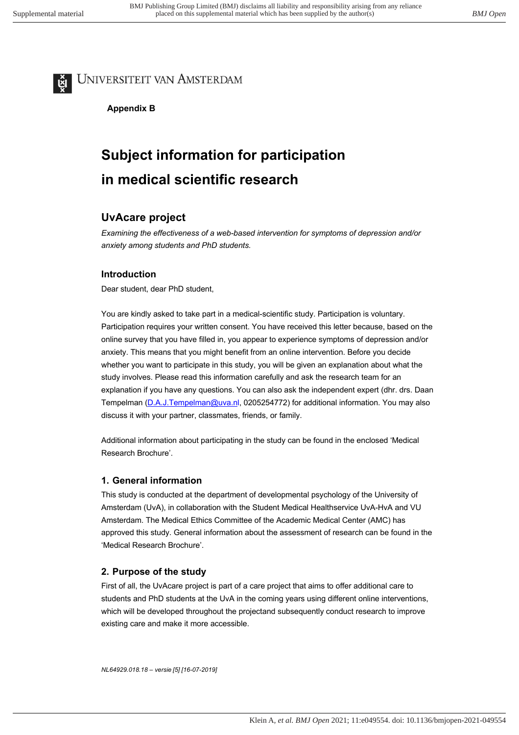Universiteit van Amsterdam

**Appendix B**

# Subject information for participation in medical scientific research

## UvAcare project

*Examining the effectiveness of a web-based intervention for symptoms of depression and/or anxiety among students and PhD students.*

### Introduction

Dear student, dear PhD student,

You are kindly asked to take part in a medical-scientific study. Participation is voluntary. Participation requires your written consent. You have received this letter because, based on the online survey that you have filled in, you appear to experience symptoms of depression and/or anxiety. This means that you might benefit from an online intervention. Before you decide whether you want to participate in this study, you will be given an explanation about what the study involves. Please read this information carefully and ask the research team for an explanation if you have any questions. You can also ask the independent expert (dhr. drs. Daan Tempelman (D.A.J.Tempelman@uva.nl, 0205254772) for additional information. You may also discuss it with your partner, classmates, friends, or family.

Additional information about participating in the study can be found in the enclosed 'Medical Research Brochure'.

### 1. General information

This study is conducted at the department of developmental psychology of the University of Amsterdam (UvA), in collaboration with the Student Medical Healthservice UvA-HvA and VU Amsterdam. The Medical Ethics Committee of the Academic Medical Center (AMC) has approved this study. General information about the assessment of research can be found in the 'Medical Research Brochure'.

### 2. Purpose of the study

First of all, the UvAcare project is part of a care project that aims to offer additional care to students and PhD students at the UvA in the coming years using different online interventions, which will be developed throughout the projectand subsequently conduct research to improve existing care and make it more accessible.

*NL64929.018.18 – versie [5] [16-07-2019]*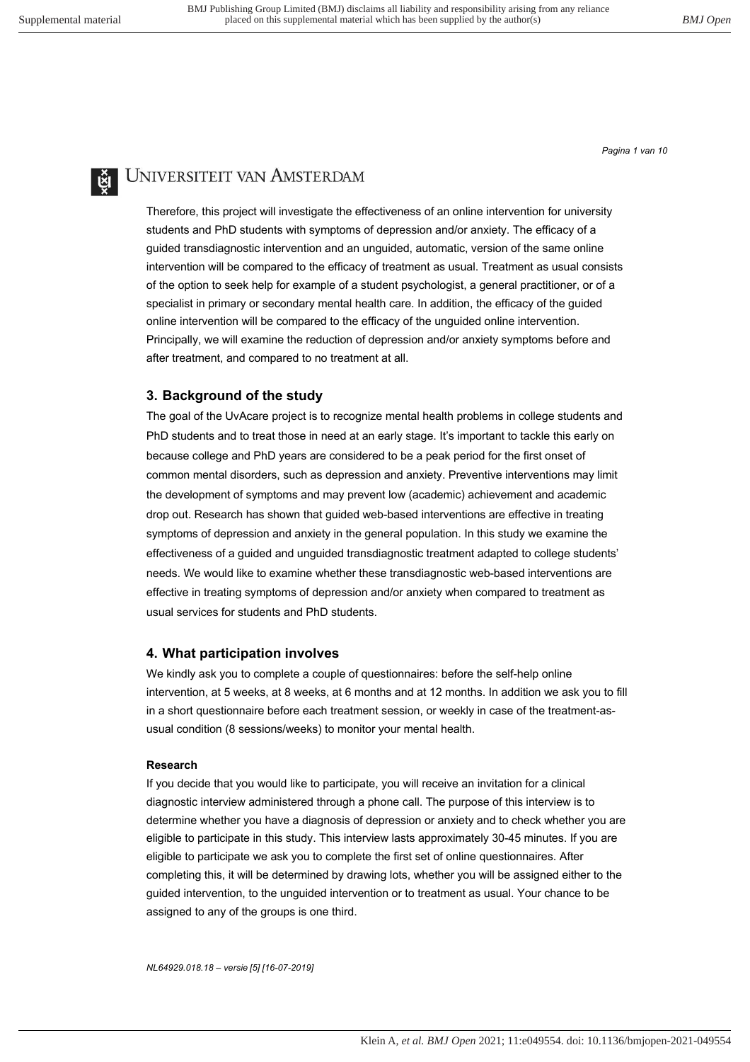Therefore, this project will investigate the effectiveness of an online intervention for university students and PhD students with symptoms of depression and/or anxiety. The efficacy of a guided transdiagnostic intervention and an unguided, automatic, version of the same online intervention will be compared to the efficacy of treatment as usual. Treatment as usual consists of the option to seek help for example of a student psychologist, a general practitioner, or of a specialist in primary or secondary mental health care. In addition, the efficacy of the guided online intervention will be compared to the efficacy of the unguided online intervention. Principally, we will examine the reduction of depression and/or anxiety symptoms before and after treatment, and compared to no treatment at all.

## 3. Background of the study

The goal of the UvAcare project is to recognize mental health problems in college students and PhD students and to treat those in need at an early stage. It's important to tackle this early on because college and PhD years are considered to be a peak period for the first onset of common mental disorders, such as depression and anxiety. Preventive interventions may limit the development of symptoms and may prevent low (academic) achievement and academic drop out. Research has shown that guided web-based interventions are effective in treating symptoms of depression and anxiety in the general population. In this study we examine the effectiveness of a guided and unguided transdiagnostic treatment adapted to college students' needs. We would like to examine whether these transdiagnostic web-based interventions are effective in treating symptoms of depression and/or anxiety when compared to treatment as usual services for students and PhD students.

## 4. What participation involves

We kindly ask you to complete a couple of questionnaires: before the self-help online intervention, at 5 weeks, at 8 weeks, at 6 months and at 12 months. In addition we ask you to fill in a short questionnaire before each treatment session, or weekly in case of the treatment-as-usual condition (8 sessions/weeks) to monitor your mental health.

**Research**

If you decide that you would like to participate, you will receive an invitation for a clinical diagnostic interview administered through a phone call. The purpose of this interview is to determine whether you have a diagnosis of depression or anxiety and to check whether you are eligible to participate in this study. This interview lasts approximately 30-45 minutes. If you are eligible to participate we ask you to complete the first set of online questionnaires. After completing this, it will be determined by drawing lots, whether you will be assigned either to the guided intervention, to the unguided intervention or to treatment as usual. Your chance to be assigned to any of the groups is one third.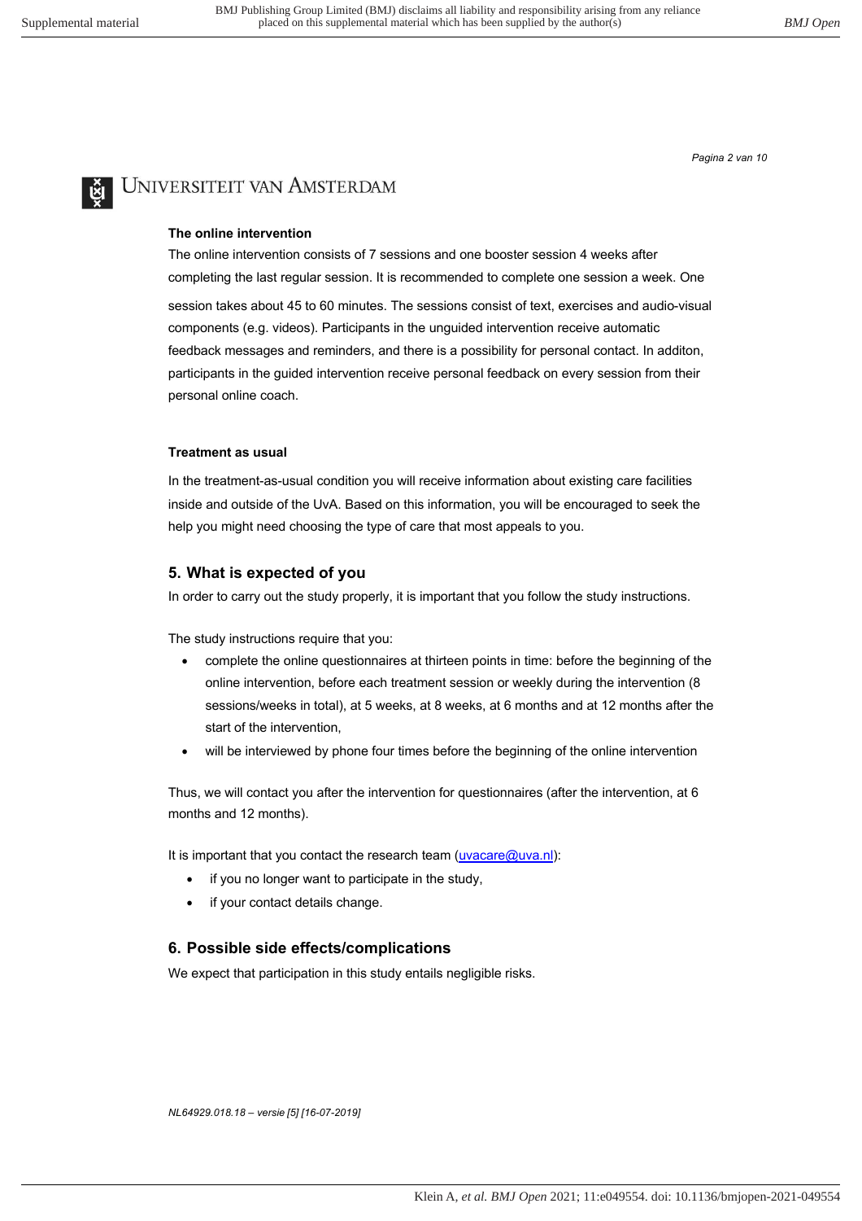### The online intervention

The online intervention consists of 7 sessions and one booster session 4 weeks after completing the last regular session. It is recommended to complete one session a week. One session takes about 45 to 60 minutes. The sessions consist of text, exercises and audio-visual components (e.g. videos). Participants in the unguided intervention receive automatic feedback messages and reminders, and there is a possibility for personal contact. In additon, participants in the guided intervention receive personal feedback on every session from their personal online coach.

### Treatment as usual

In the treatment-as-usual condition you will receive information about existing care facilities inside and outside of the UvA. Based on this information, you will be encouraged to seek the help you might need choosing the type of care that most appeals to you.

## 5. What is expected of you

In order to carry out the study properly, it is important that you follow the study instructions.

The study instructions require that you:

- complete the online questionnaires at thirteen points in time: before the beginning of the online intervention, before each treatment session or weekly during the intervention (8 sessions/weeks in total), at 5 weeks, at 8 weeks, at 6 months and at 12 months after the start of the intervention,
- will be interviewed by phone four times before the beginning of the online intervention

Thus, we will contact you after the intervention for questionnaires (after the intervention, at 6 months and 12 months).

It is important that you contact the research team (uvacare@uva.nl):

- if you no longer want to participate in the study,
- if your contact details change.

## 6. Possible side effects/complications

We expect that participation in this study entails negligible risks.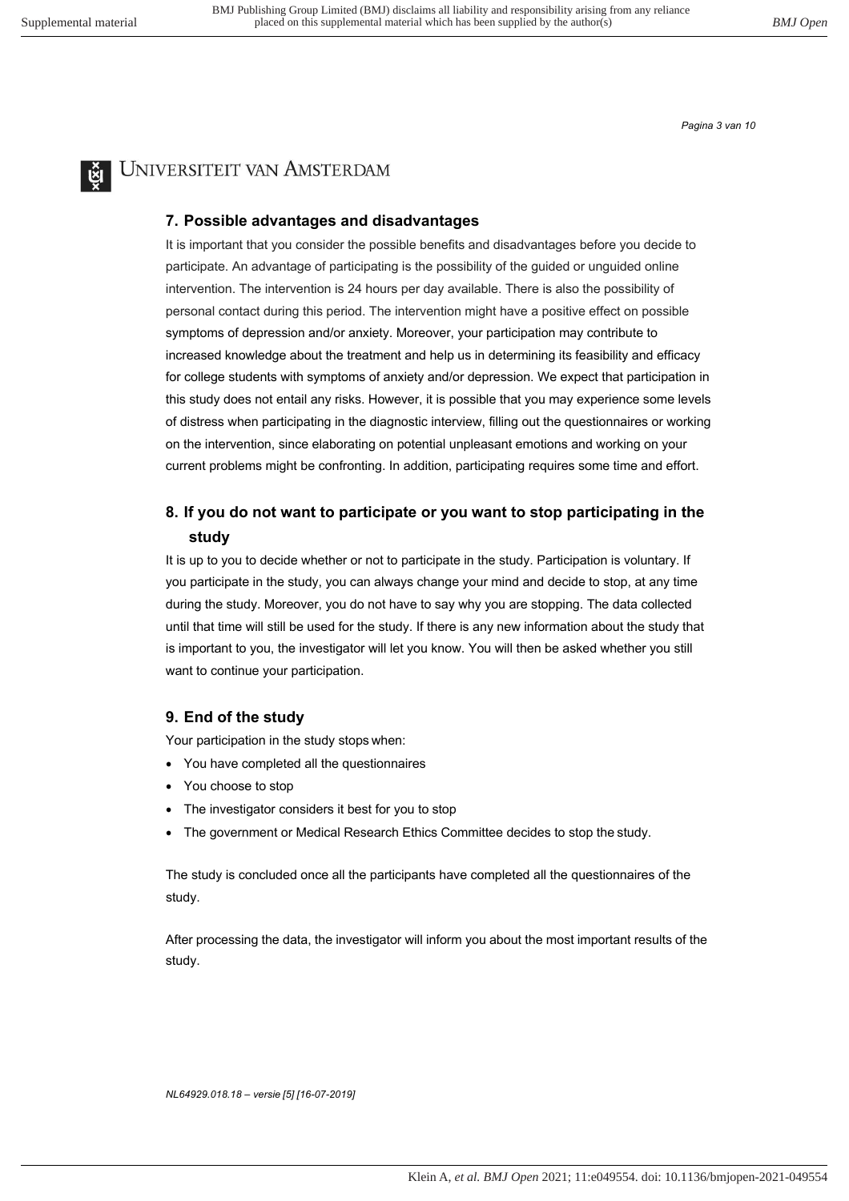## 7. Possible advantages and disadvantages

It is important that you consider the possible benefits and disadvantages before you decide to participate. An advantage of participating is the possibility of the guided or unguided online intervention. The intervention is 24 hours per day available. There is also the possibility of personal contact during this period. The intervention might have a positive effect on possible symptoms of depression and/or anxiety. Moreover, your participation may contribute to increased knowledge about the treatment and help us in determining its feasibility and efficacy for college students with symptoms of anxiety and/or depression. We expect that participation in this study does not entail any risks. However, it is possible that you may experience some levels of distress when participating in the diagnostic interview, filling out the questionnaires or working on the intervention, since elaborating on potential unpleasant emotions and working on your current problems might be confronting. In addition, participating requires some time and effort.

## 8. If you do not want to participate or you want to stop participating in the study

It is up to you to decide whether or not to participate in the study. Participation is voluntary. If you participate in the study, you can always change your mind and decide to stop, at any time during the study. Moreover, you do not have to say why you are stopping. The data collected until that time will still be used for the study. If there is any new information about the study that is important to you, the investigator will let you know. You will then be asked whether you still want to continue your participation.

## 9. End of the study

Your participation in the study stops when:

- You have completed all the questionnaires
- You choose to stop
- The investigator considers it best for you to stop
- The government or Medical Research Ethics Committee decides to stop the study.

The study is concluded once all the participants have completed all the questionnaires of the study.

After processing the data, the investigator will inform you about the most important results of the study.

*NL64929.018.18 – versie [5] [16-07-2019]*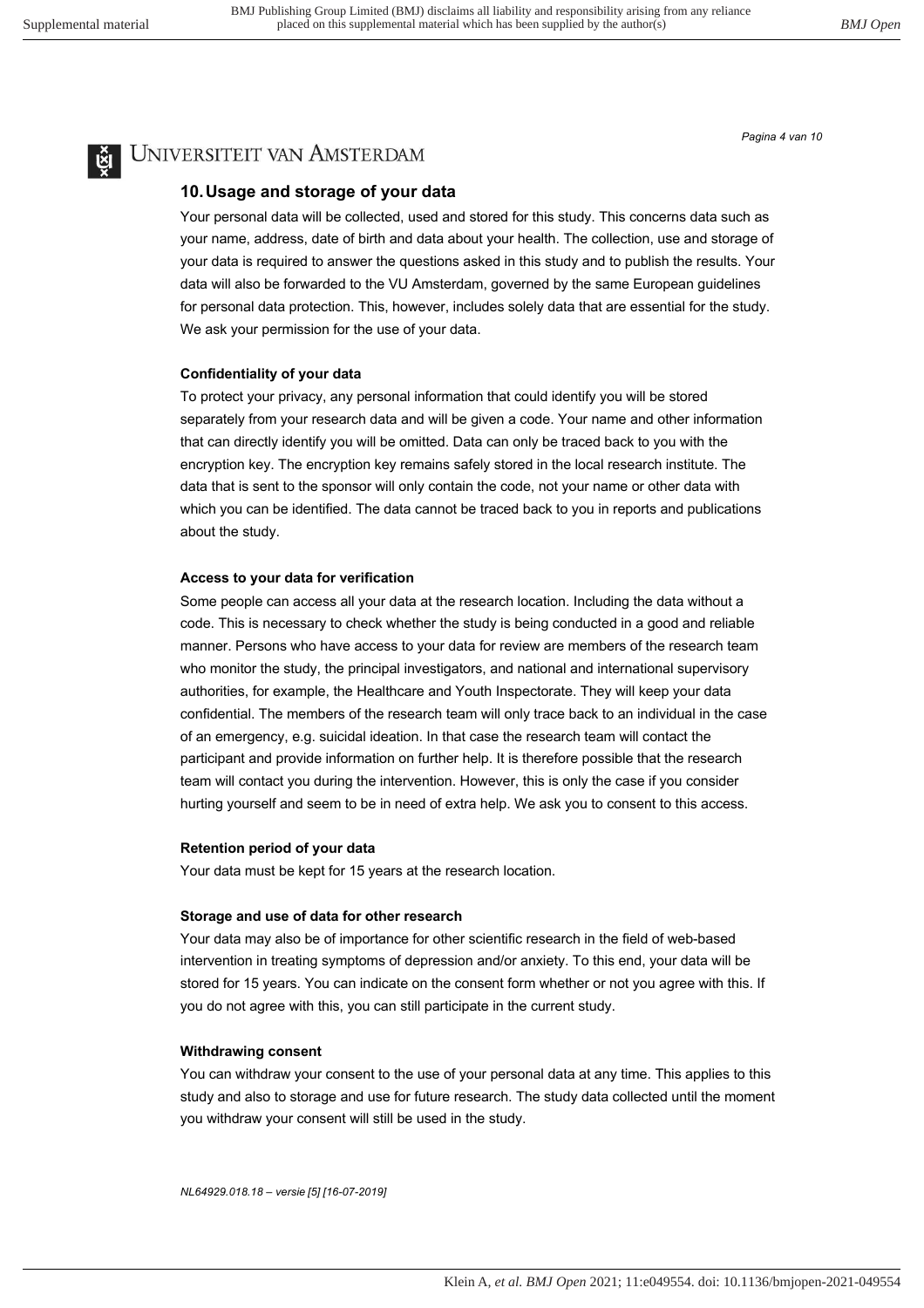## 10. Usage and storage of your data

Your personal data will be collected, used and stored for this study. This concerns data such as your name, address, date of birth and data about your health. The collection, use and storage of your data is required to answer the questions asked in this study and to publish the results. Your data will also be forwarded to the VU Amsterdam, governed by the same European guidelines for personal data protection. This, however, includes solely data that are essential for the study. We ask your permission for the use of your data.

**Confidentiality of your data**

To protect your privacy, any personal information that could identify you will be stored separately from your research data and will be given a code. Your name and other information that can directly identify you will be omitted. Data can only be traced back to you with the encryption key. The encryption key remains safely stored in the local research institute. The data that is sent to the sponsor will only contain the code, not your name or other data with which you can be identified. The data cannot be traced back to you in reports and publications about the study.

**Access to your data for verification**

Some people can access all your data at the research location. Including the data without a code. This is necessary to check whether the study is being conducted in a good and reliable manner. Persons who have access to your data for review are members of the research team who monitor the study, the principal investigators, and national and international supervisory authorities, for example, the Healthcare and Youth Inspectorate. They will keep your data confidential. The members of the research team will only trace back to an individual in the case of an emergency, e.g. suicidal ideation. In that case the research team will contact the participant and provide information on further help. It is therefore possible that the research team will contact you during the intervention. However, this is only the case if you consider hurting yourself and seem to be in need of extra help. We ask you to consent to this access.

**Retention period of your data**

Your data must be kept for 15 years at the research location.

**Storage and use of data for other research**

Your data may also be of importance for other scientific research in the field of web-based intervention in treating symptoms of depression and/or anxiety. To this end, your data will be stored for 15 years. You can indicate on the consent form whether or not you agree with this. If you do not agree with this, you can still participate in the current study.

**Withdrawing consent**

You can withdraw your consent to the use of your personal data at any time. This applies to this study and also to storage and use for future research. The study data collected until the moment you withdraw your consent will still be used in the study.

*NL64929.018.18 – versie [5] [16-07-2019]*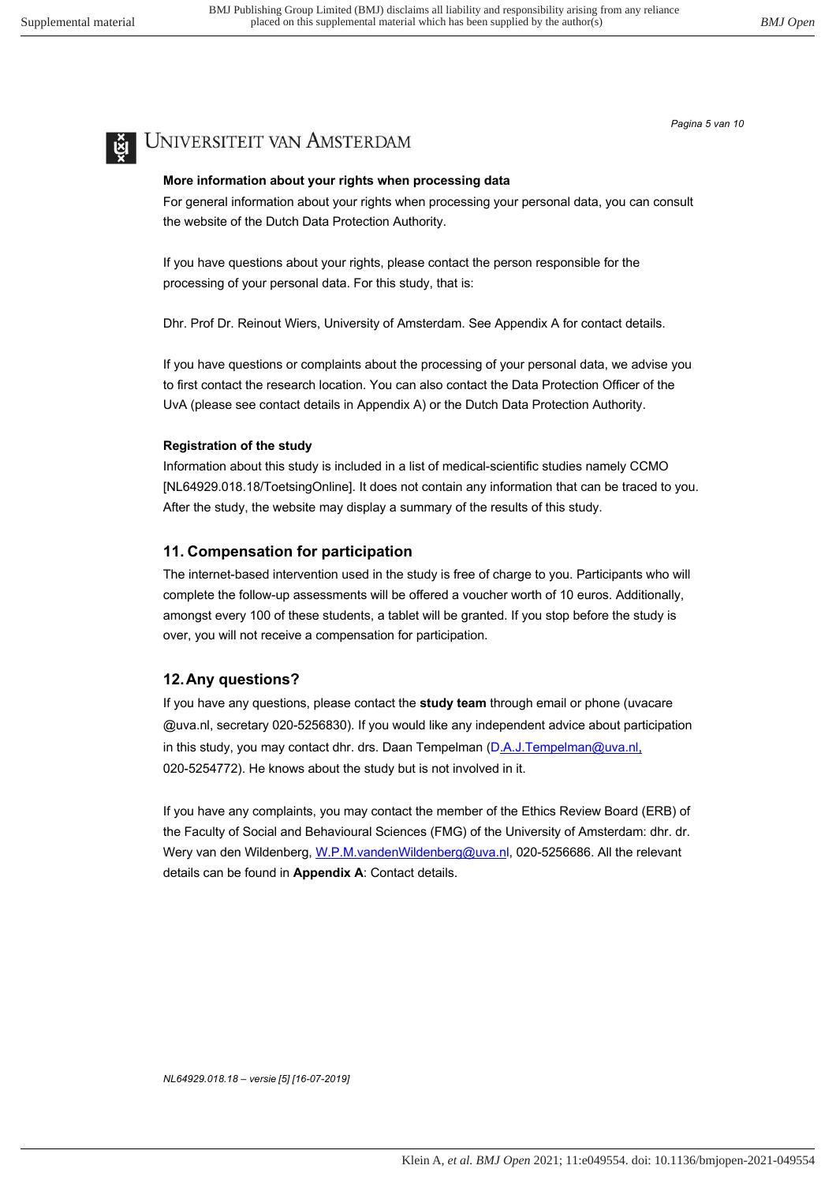**More information about your rights when processing data**

For general information about your rights when processing your personal data, you can consult the website of the Dutch Data Protection Authority.

If you have questions about your rights, please contact the person responsible for the processing of your personal data. For this study, that is:

Dhr. Prof Dr. Reinout Wiers, University of Amsterdam. See Appendix A for contact details.

If you have questions or complaints about the processing of your personal data, we advise you to first contact the research location. You can also contact the Data Protection Officer of the UvA (please see contact details in Appendix A) or the Dutch Data Protection Authority.

**Registration of the study**

Information about this study is included in a list of medical-scientific studies namely CCMO [NL64929.018.18/ToetsingOnline]. It does not contain any information that can be traced to you. After the study, the website may display a summary of the results of this study.

## 11. Compensation for participation

The internet-based intervention used in the study is free of charge to you. Participants who will complete the follow-up assessments will be offered a voucher worth of 10 euros. Additionally, amongst every 100 of these students, a tablet will be granted. If you stop before the study is over, you will not receive a compensation for participation.

## 12. Any questions?

If you have any questions, please contact the **study team** through email or phone (uvacare @uva.nl, secretary 020-5256830). If you would like any independent advice about participation in this study, you may contact dhr. drs. Daan Tempelman (D.A.J.Tempelman@uva.nl, 020-5254772). He knows about the study but is not involved in it.

If you have any complaints, you may contact the member of the Ethics Review Board (ERB) of the Faculty of Social and Behavioural Sciences (FMG) of the University of Amsterdam: dhr. dr. Wery van den Wildenberg, W.P.M.vandenWildenberg@uva.nl, 020-5256686. All the relevant details can be found in **Appendix A**: Contact details.

*NL64929.018.18 – versie [5] [16-07-2019]*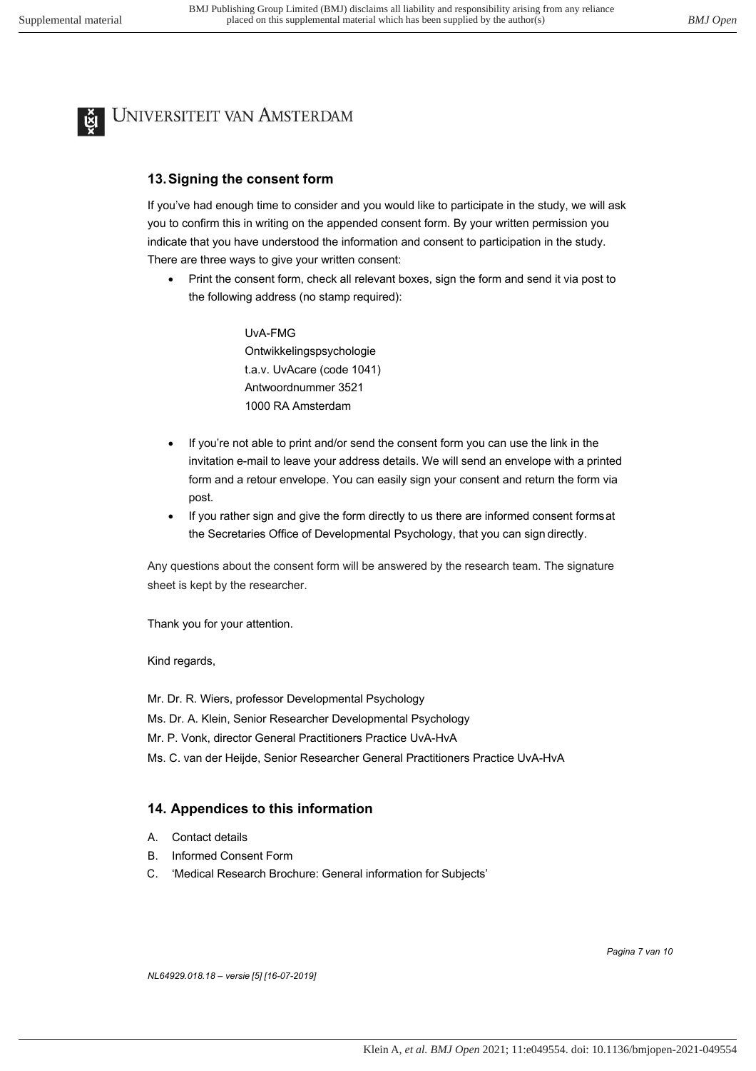## 13. Signing the consent form

If you've had enough time to consider and you would like to participate in the study, we will ask you to confirm this in writing on the appended consent form. By your written permission you indicate that you have understood the information and consent to participation in the study. There are three ways to give your written consent:

- Print the consent form, check all relevant boxes, sign the form and send it via post to the following address (no stamp required):

  UvA-FMG
  Ontwikkelingspsychologie
  t.a.v. UvAcare (code 1041)
  Antwoordnummer 3521
  1000 RA Amsterdam

- If you're not able to print and/or send the consent form you can use the link in the invitation e-mail to leave your address details. We will send an envelope with a printed form and a retour envelope. You can easily sign your consent and return the form via post.
- If you rather sign and give the form directly to us there are informed consent forms at the Secretaries Office of Developmental Psychology, that you can sign directly.

Any questions about the consent form will be answered by the research team. The signature sheet is kept by the researcher.

Thank you for your attention.

Kind regards,

Mr. Dr. R. Wiers, professor Developmental Psychology
Ms. Dr. A. Klein, Senior Researcher Developmental Psychology
Mr. P. Vonk, director General Practitioners Practice UvA-HvA
Ms. C. van der Heijde, Senior Researcher General Practitioners Practice UvA-HvA

## 14. Appendices to this information

A. Contact details
B. Informed Consent Form
C. 'Medical Research Brochure: General information for Subjects'

*NL64929.018.18 – versie [5] [16-07-2019]*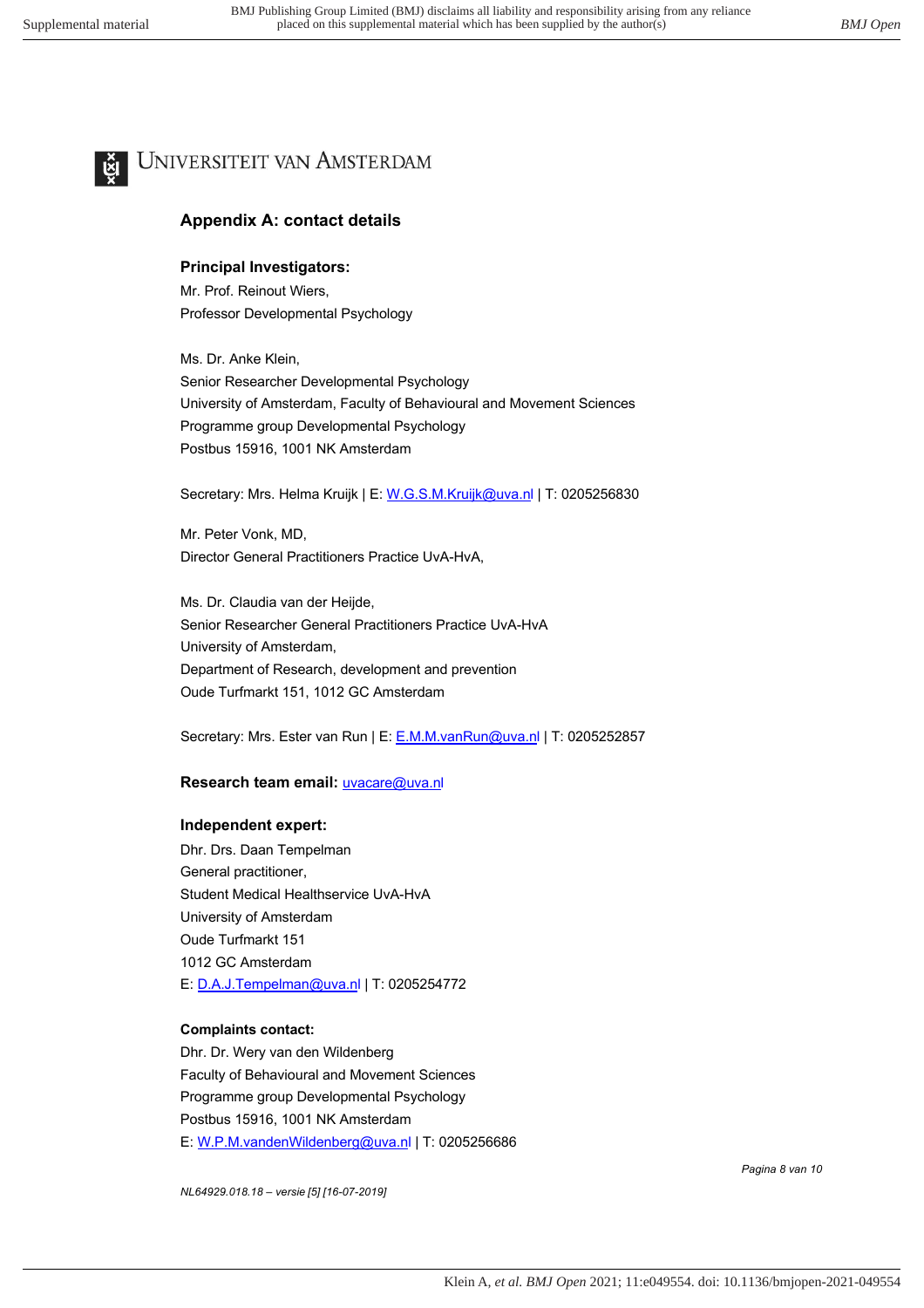UNIVERSITEIT VAN AMSTERDAM

## Appendix A: contact details

**Principal Investigators:**

Mr. Prof. Reinout Wiers,
Professor Developmental Psychology

Ms. Dr. Anke Klein,
Senior Researcher Developmental Psychology
University of Amsterdam, Faculty of Behavioural and Movement Sciences
Programme group Developmental Psychology
Postbus 15916, 1001 NK Amsterdam

Secretary: Mrs. Helma Kruijk | E: W.G.S.M.Kruijk@uva.nl | T: 0205256830

Mr. Peter Vonk, MD,
Director General Practitioners Practice UvA-HvA,

Ms. Dr. Claudia van der Heijde,
Senior Researcher General Practitioners Practice UvA-HvA
University of Amsterdam,
Department of Research, development and prevention
Oude Turfmarkt 151, 1012 GC Amsterdam

Secretary: Mrs. Ester van Run | E: E.M.M.vanRun@uva.nl | T: 0205252857

**Research team email:** uvacare@uva.nl

**Independent expert:**

Dhr. Drs. Daan Tempelman
General practitioner,
Student Medical Healthservice UvA-HvA
University of Amsterdam
Oude Turfmarkt 151
1012 GC Amsterdam
E: D.A.J.Tempelman@uva.nl | T: 0205254772

**Complaints contact:**

Dhr. Dr. Wery van den Wildenberg
Faculty of Behavioural and Movement Sciences
Programme group Developmental Psychology
Postbus 15916, 1001 NK Amsterdam
E: W.P.M.vandenWildenberg@uva.nl | T: 0205256686

*NL64929.018.18 – versie [5] [16-07-2019]*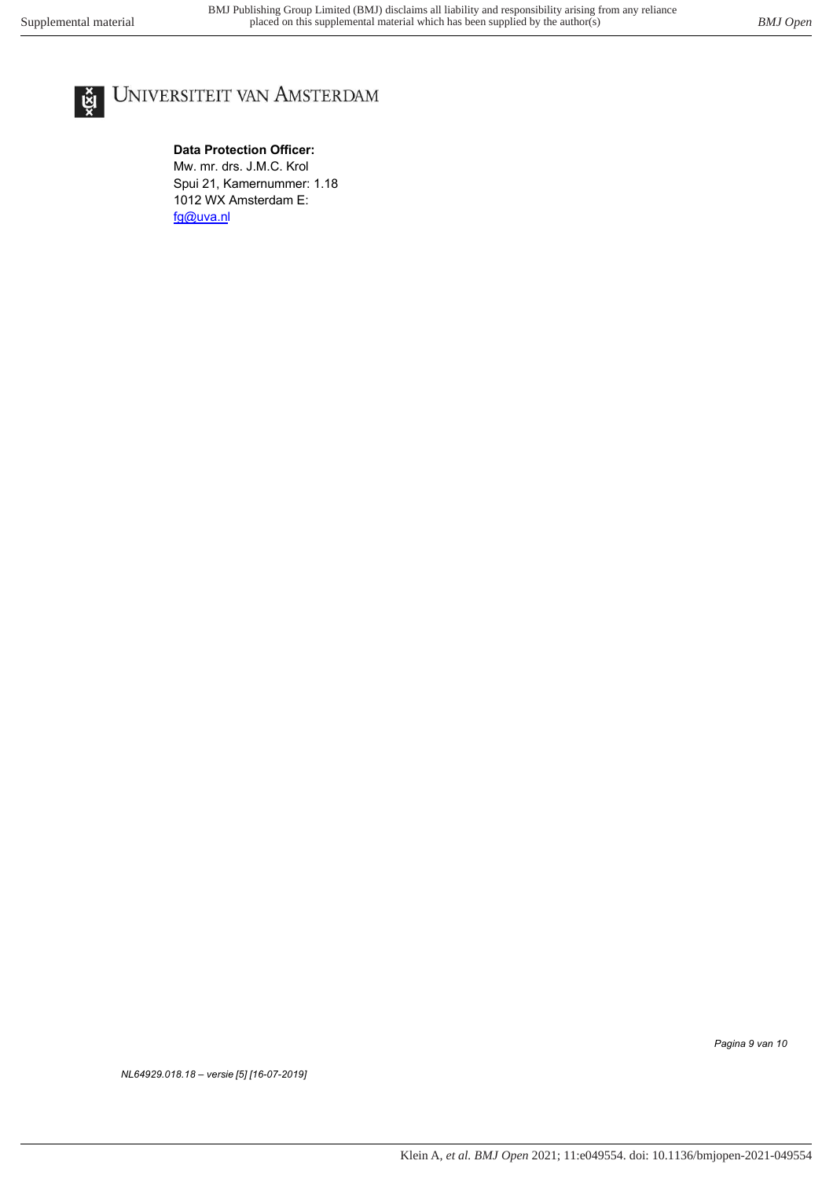UNIVERSITEIT VAN AMSTERDAM

**Data Protection Officer:**
Mw. mr. drs. J.M.C. Krol
Spui 21, Kamernummer: 1.18
1012 WX Amsterdam E:
fg@uva.nl

*NL64929.018.18 – versie [5] [16-07-2019]*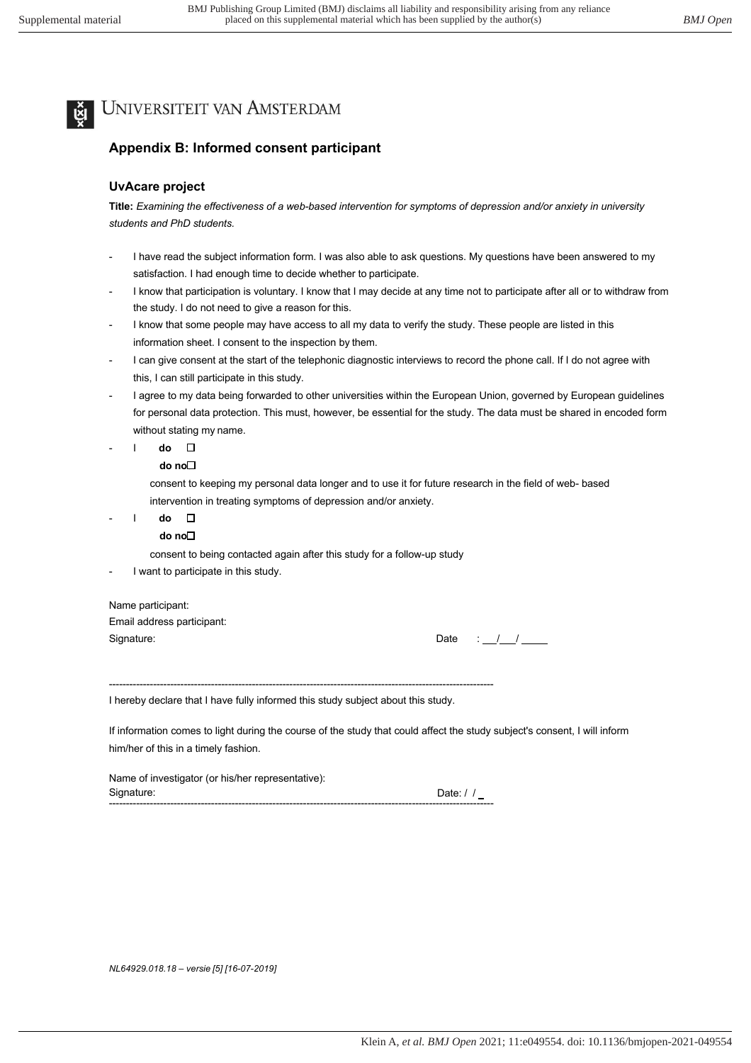UNIVERSITEIT VAN AMSTERDAM

## Appendix B: Informed consent participant

### UvAcare project

**Title:** *Examining the effectiveness of a web-based intervention for symptoms of depression and/or anxiety in university students and PhD students.*

- I have read the subject information form. I was also able to ask questions. My questions have been answered to my satisfaction. I had enough time to decide whether to participate.
- I know that participation is voluntary. I know that I may decide at any time not to participate after all or to withdraw from the study. I do not need to give a reason for this.
- I know that some people may have access to all my data to verify the study. These people are listed in this information sheet. I consent to the inspection by them.
- I can give consent at the start of the telephonic diagnostic interviews to record the phone call. If I do not agree with this, I can still participate in this study.
- I agree to my data being forwarded to other universities within the European Union, governed by European guidelines for personal data protection. This must, however, be essential for the study. The data must be shared in encoded form without stating my name.
- I **do** ☐
  **do no**☐
  consent to keeping my personal data longer and to use it for future research in the field of web- based intervention in treating symptoms of depression and/or anxiety.
- I **do** ☐
  **do no**☐
  consent to being contacted again after this study for a follow-up study
- I want to participate in this study.

Name participant:
Email address participant:
Signature: Date : \_\_/\_\_/ \_\_\_\_

---

I hereby declare that I have fully informed this study subject about this study.

If information comes to light during the course of the study that could affect the study subject's consent, I will inform him/her of this in a timely fashion.

Name of investigator (or his/her representative):
Signature: Date: / / \_

---

*NL64929.018.18 – versie [5] [16-07-2019]*